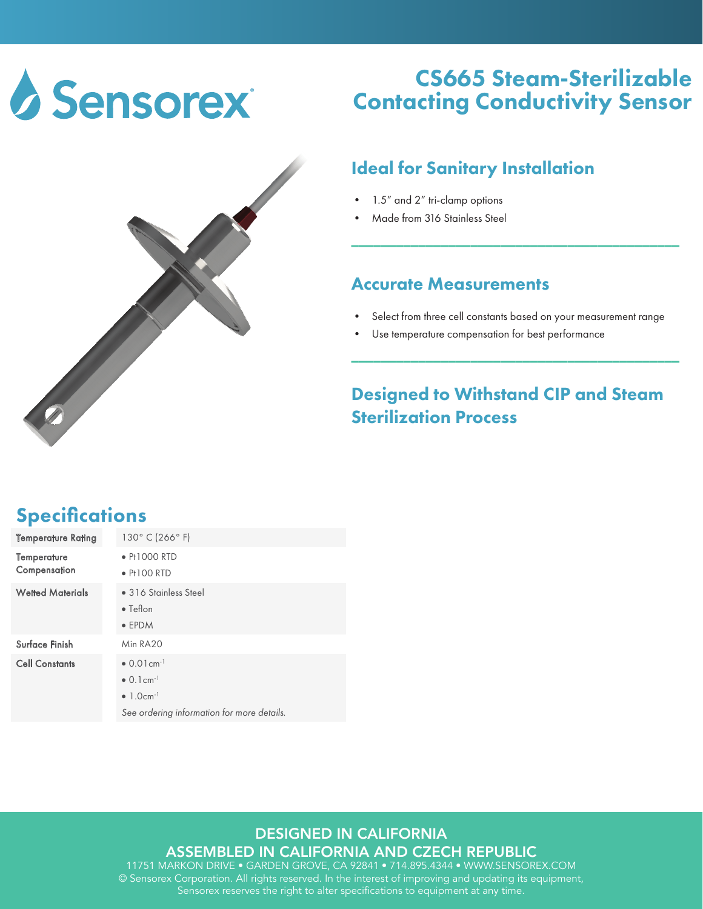Sensorex

# CS665 Steam-Sterilizable Contacting Conductivity Sensor

## Ideal for Sanitary Installation

- 1.5″ and 2″ tri-clamp options
- Made from 316 Stainless Steel

## Accurate Measurements

- Select from three cell constants based on your measurement range
- Use temperature compensation for best performance

## Designed to Withstand CIP and Steam Sterilization Process

## Specifications

| | |
|---|---|
| Temperature Rating | 130° C (266° F) |
| Temperature Compensation | • Pt1000 RTD<br>• Pt100 RTD |
| Wetted Materials | • 316 Stainless Steel<br>• Teflon<br>• EPDM |
| Surface Finish | Min RA20 |
| Cell Constants | • 0.01cm$^{-1}$<br>• 0.1cm$^{-1}$<br>• 1.0cm$^{-1}$<br>*See ordering information for more details.* |

DESIGNED IN CALIFORNIA
ASSEMBLED IN CALIFORNIA AND CZECH REPUBLIC
11751 MARKON DRIVE • GARDEN GROVE, CA 92841 • 714.895.4344 • WWW.SENSOREX.COM
© Sensorex Corporation. All rights reserved. In the interest of improving and updating its equipment, Sensorex reserves the right to alter specifications to equipment at any time.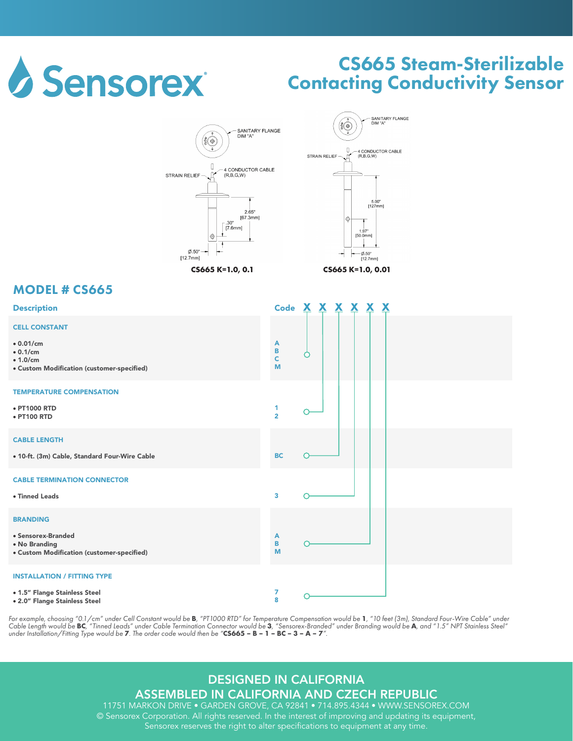# Sensorex

# CS665 Steam-Sterilizable Contacting Conductivity Sensor

SANITARY FLANGE DIM "A"
STRAIN RELIEF
4 CONDUCTOR CABLE (R,B,G,W)
2.65" [67.3mm]
.30" [7.6mm]
Ø.50" [12.7mm]

**CS665 K=1.0, 0.1**

SANITARY FLANGE DIM "A"
STRAIN RELIEF
4 CONDUCTOR CABLE (R,B,G,W)
5.00" [127mm]
1.97" [50.0mm]
Ø.50" [12.7mm]

**CS665 K=1.0, 0.01**

## MODEL # CS665

| Description | Code |
|---|---|
| **CELL CONSTANT** | |
| • 0.01/cm | A |
| • 0.1/cm | B |
| • 1.0/cm | C |
| • Custom Modification (customer-specified) | M |
| **TEMPERATURE COMPENSATION** | |
| • PT1000 RTD | 1 |
| • PT100 RTD | 2 |
| **CABLE LENGTH** | |
| • 10-ft. (3m) Cable, Standard Four-Wire Cable | BC |
| **CABLE TERMINATION CONNECTOR** | |
| • Tinned Leads | 3 |
| **BRANDING** | |
| • Sensorex-Branded | A |
| • No Branding | B |
| • Custom Modification (customer-specified) | M |
| **INSTALLATION / FITTING TYPE** | |
| • 1.5" Flange Stainless Steel | 7 |
| • 2.0" Flange Stainless Steel | 8 |

Code X X X X X X

*For example, choosing "0.1/cm" under Cell Constant would be* ***B****, "PT1000 RTD" for Temperature Compensation would be* ***1****, "10 feet (3m), Standard Four-Wire Cable" under Cable Length would be* ***BC****, "Tinned Leads" under Cable Termination Connector would be* ***3****, "Sensorex-Branded" under Branding would be* ***A****, and "1.5" NPT Stainless Steel" under Installation/Fitting Type would be* ***7****. The order code would then be "****CS665 – B – 1 – BC – 3 – A – 7****".*

DESIGNED IN CALIFORNIA
ASSEMBLED IN CALIFORNIA AND CZECH REPUBLIC

11751 MARKON DRIVE • GARDEN GROVE, CA 92841 • 714.895.4344 • WWW.SENSOREX.COM

© Sensorex Corporation. All rights reserved. In the interest of improving and updating its equipment, Sensorex reserves the right to alter specifications to equipment at any time.